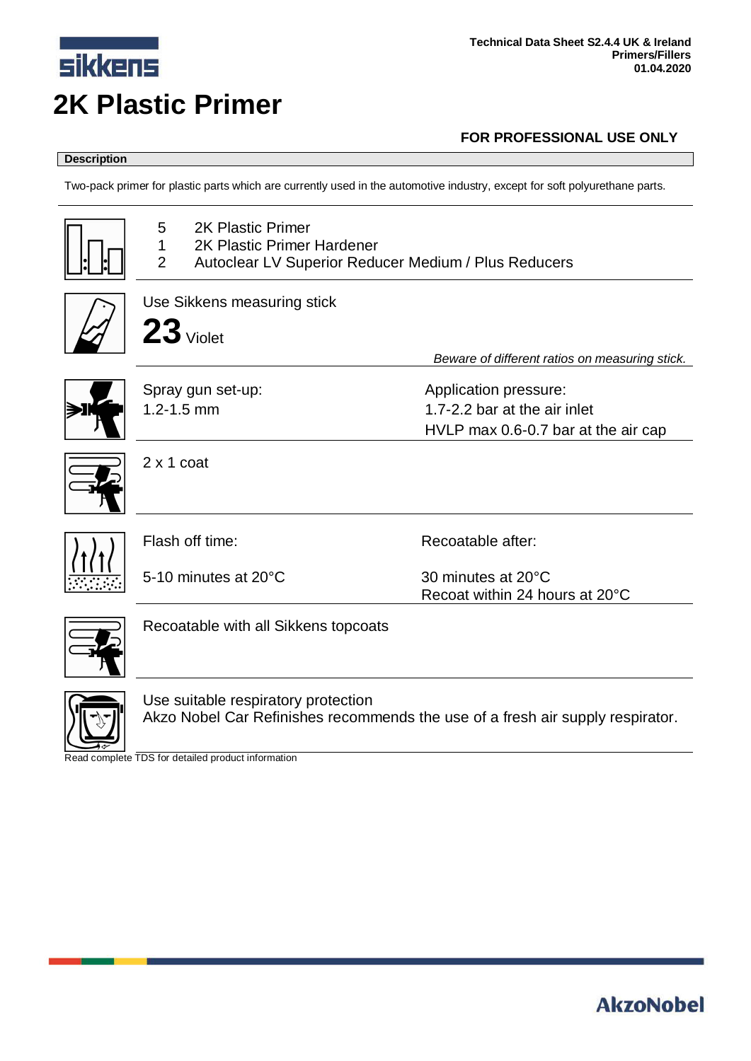Technical Data Sheet S2.4.4 UK & Ireland
Primers/Fillers
01.04.2020

# 2K Plastic Primer

**FOR PROFESSIONAL USE ONLY**

## Description

Two-pack primer for plastic parts which are currently used in the automotive industry, except for soft polyurethane parts.

---

| | |
|---|---|
| 5 | 2K Plastic Primer |
| 1 | 2K Plastic Primer Hardener |
| 2 | Autoclear LV Superior Reducer Medium / Plus Reducers |

---

Use Sikkens measuring stick

**23** Violet

*Beware of different ratios on measuring stick.*

---

Spray gun set-up:
1.2-1.5 mm

Application pressure:
1.7-2.2 bar at the air inlet
HVLP max 0.6-0.7 bar at the air cap

---

2 x 1 coat

---

Flash off time:

5-10 minutes at 20°C

Recoatable after:

30 minutes at 20°C
Recoat within 24 hours at 20°C

---

Recoatable with all Sikkens topcoats

---

Use suitable respiratory protection
Akzo Nobel Car Refinishes recommends the use of a fresh air supply respirator.

---

Read complete TDS for detailed product information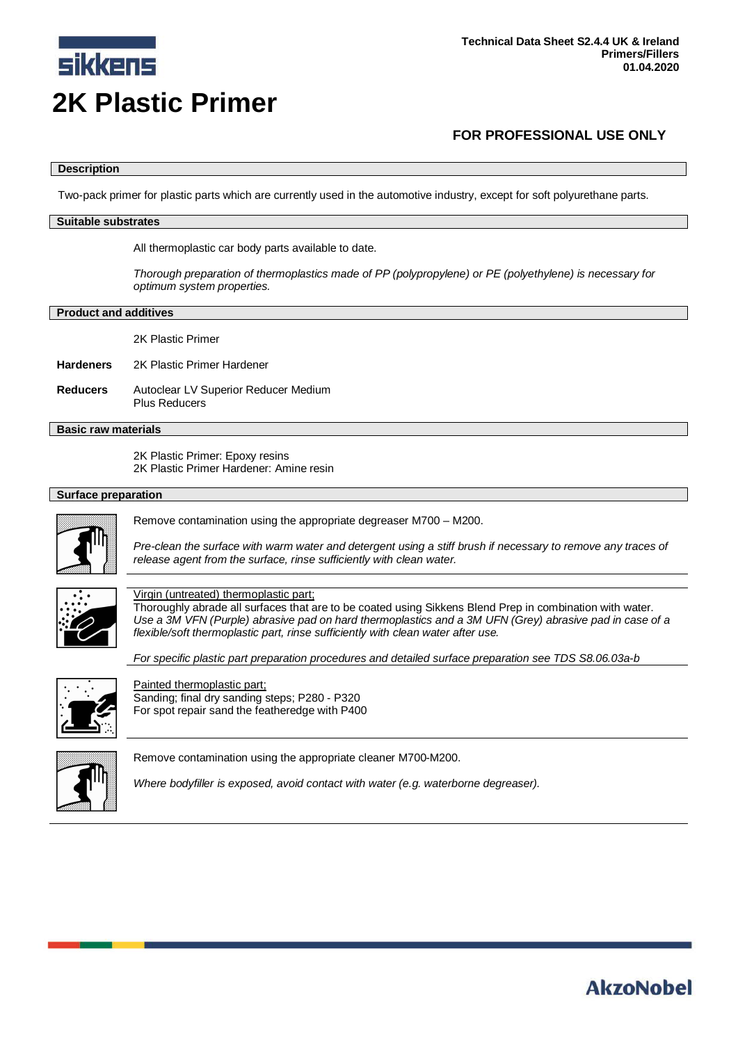# 2K Plastic Primer

Technical Data Sheet S2.4.4 UK & Ireland
Primers/Fillers
01.04.2020

**FOR PROFESSIONAL USE ONLY**

## Description

Two-pack primer for plastic parts which are currently used in the automotive industry, except for soft polyurethane parts.

## Suitable substrates

All thermoplastic car body parts available to date.

*Thorough preparation of thermoplastics made of PP (polypropylene) or PE (polyethylene) is necessary for optimum system properties.*

## Product and additives

2K Plastic Primer

**Hardeners** 2K Plastic Primer Hardener

**Reducers** Autoclear LV Superior Reducer Medium
Plus Reducers

## Basic raw materials

2K Plastic Primer: Epoxy resins
2K Plastic Primer Hardener: Amine resin

## Surface preparation

Remove contamination using the appropriate degreaser M700 – M200.

*Pre-clean the surface with warm water and detergent using a stiff brush if necessary to remove any traces of release agent from the surface, rinse sufficiently with clean water.*

Virgin (untreated) thermoplastic part;
Thoroughly abrade all surfaces that are to be coated using Sikkens Blend Prep in combination with water.
*Use a 3M VFN (Purple) abrasive pad on hard thermoplastics and a 3M UFN (Grey) abrasive pad in case of a flexible/soft thermoplastic part, rinse sufficiently with clean water after use.*

*For specific plastic part preparation procedures and detailed surface preparation see TDS S8.06.03a-b*

Painted thermoplastic part;
Sanding; final dry sanding steps; P280 - P320
For spot repair sand the featheredge with P400

Remove contamination using the appropriate cleaner M700-M200.

*Where bodyfiller is exposed, avoid contact with water (e.g. waterborne degreaser).*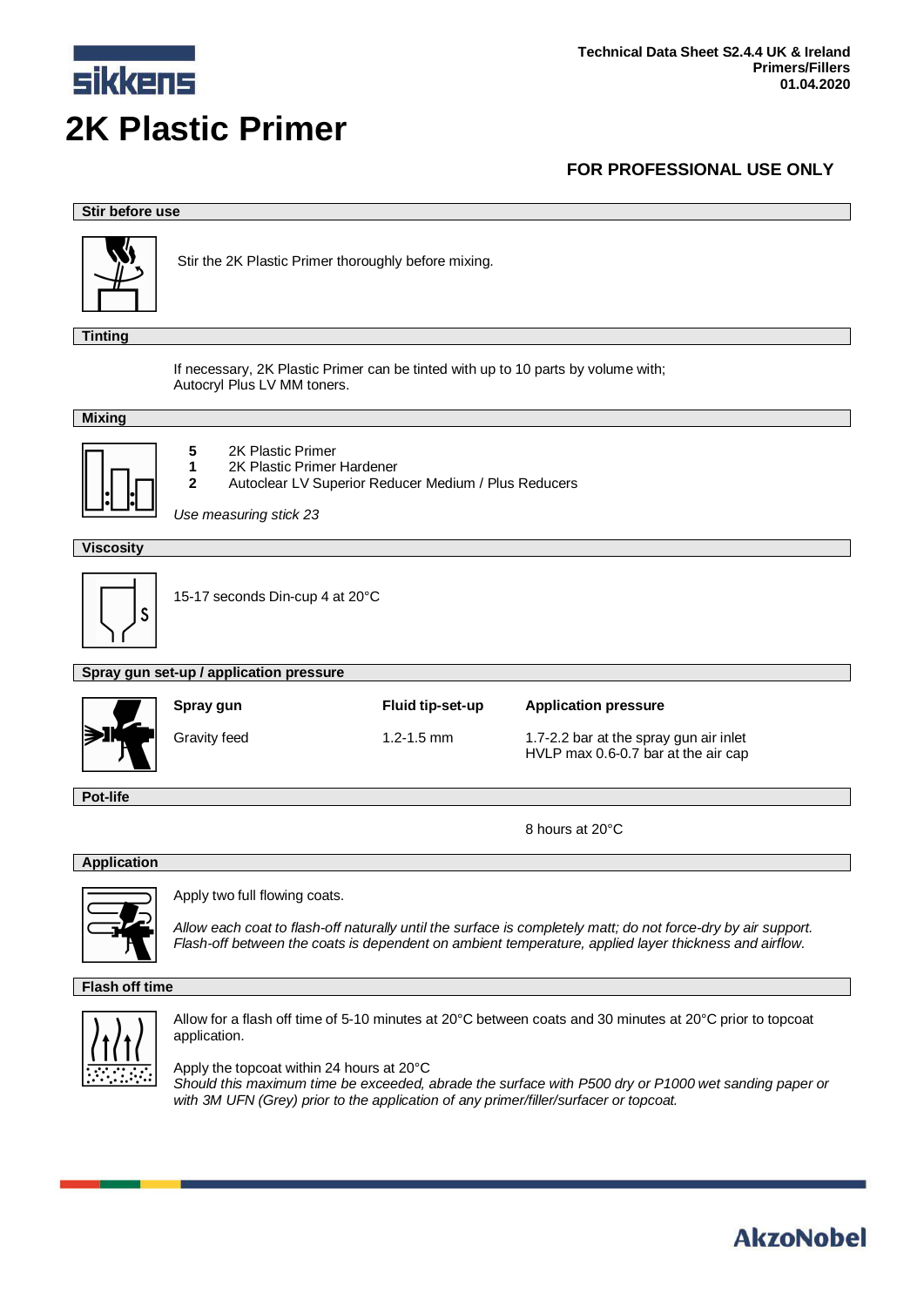Technical Data Sheet S2.4.4 UK & Ireland
Primers/Fillers
01.04.2020

# 2K Plastic Primer

**FOR PROFESSIONAL USE ONLY**

## Stir before use

Stir the 2K Plastic Primer thoroughly before mixing.

## Tinting

If necessary, 2K Plastic Primer can be tinted with up to 10 parts by volume with;
Autocryl Plus LV MM toners.

## Mixing

**5** 2K Plastic Primer
**1** 2K Plastic Primer Hardener
**2** Autoclear LV Superior Reducer Medium / Plus Reducers

*Use measuring stick 23*

## Viscosity

15-17 seconds Din-cup 4 at 20°C

## Spray gun set-up / application pressure

| Spray gun | Fluid tip-set-up | Application pressure |
|---|---|---|
| Gravity feed | 1.2-1.5 mm | 1.7-2.2 bar at the spray gun air inlet<br>HVLP max 0.6-0.7 bar at the air cap |

## Pot-life

8 hours at 20°C

## Application

Apply two full flowing coats.

*Allow each coat to flash-off naturally until the surface is completely matt; do not force-dry by air support. Flash-off between the coats is dependent on ambient temperature, applied layer thickness and airflow.*

## Flash off time

Allow for a flash off time of 5-10 minutes at 20°C between coats and 30 minutes at 20°C prior to topcoat application.

Apply the topcoat within 24 hours at 20°C
*Should this maximum time be exceeded, abrade the surface with P500 dry or P1000 wet sanding paper or with 3M UFN (Grey) prior to the application of any primer/filler/surfacer or topcoat.*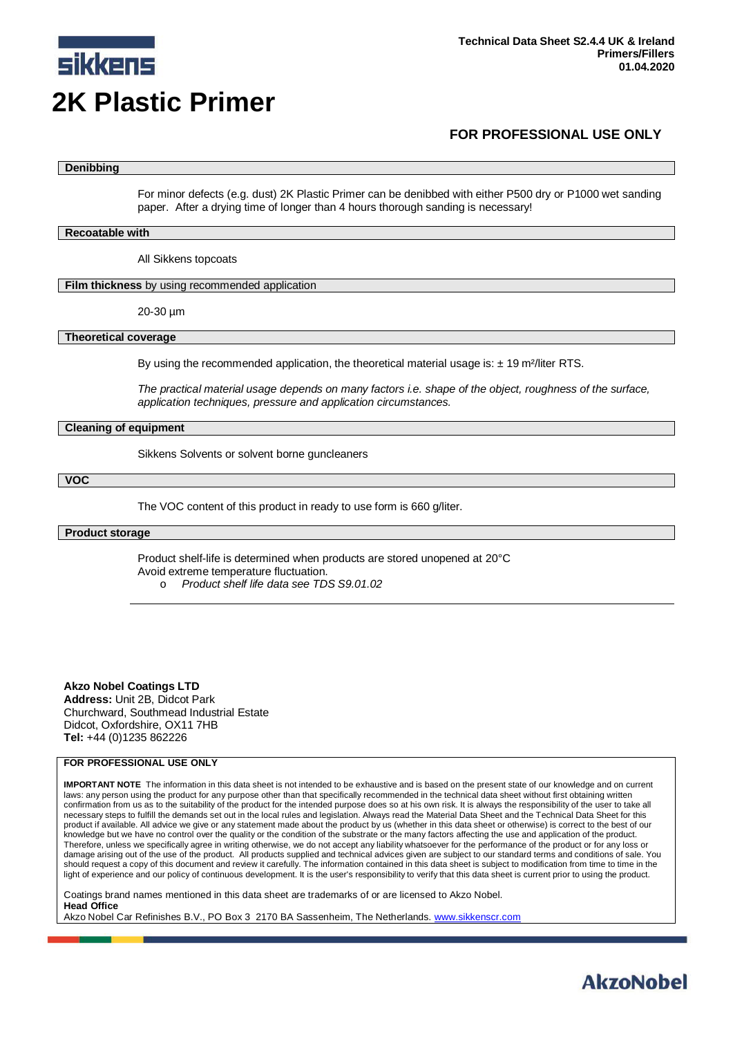# 2K Plastic Primer

**FOR PROFESSIONAL USE ONLY**

## Denibbing

For minor defects (e.g. dust) 2K Plastic Primer can be denibbed with either P500 dry or P1000 wet sanding paper. After a drying time of longer than 4 hours thorough sanding is necessary!

## Recoatable with

All Sikkens topcoats

## Film thickness by using recommended application

20-30 µm

## Theoretical coverage

By using the recommended application, the theoretical material usage is: ± 19 m²/liter RTS.

*The practical material usage depends on many factors i.e. shape of the object, roughness of the surface, application techniques, pressure and application circumstances.*

## Cleaning of equipment

Sikkens Solvents or solvent borne guncleaners

## VOC

The VOC content of this product in ready to use form is 660 g/liter.

## Product storage

Product shelf-life is determined when products are stored unopened at 20°C
Avoid extreme temperature fluctuation.

- *Product shelf life data see TDS S9.01.02*

---

**Akzo Nobel Coatings LTD**
**Address:** Unit 2B, Didcot Park
Churchward, Southmead Industrial Estate
Didcot, Oxfordshire, OX11 7HB
**Tel:** +44 (0)1235 862226

**FOR PROFESSIONAL USE ONLY**

**IMPORTANT NOTE** The information in this data sheet is not intended to be exhaustive and is based on the present state of our knowledge and on current laws: any person using the product for any purpose other than that specifically recommended in the technical data sheet without first obtaining written confirmation from us as to the suitability of the product for the intended purpose does so at his own risk. It is always the responsibility of the user to take all necessary steps to fulfill the demands set out in the local rules and legislation. Always read the Material Data Sheet and the Technical Data Sheet for this product if available. All advice we give or any statement made about the product by us (whether in this data sheet or otherwise) is correct to the best of our knowledge but we have no control over the quality or the condition of the substrate or the many factors affecting the use and application of the product. Therefore, unless we specifically agree in writing otherwise, we do not accept any liability whatsoever for the performance of the product or for any loss or damage arising out of the use of the product. All products supplied and technical advices given are subject to our standard terms and conditions of sale. You should request a copy of this document and review it carefully. The information contained in this data sheet is subject to modification from time to time in the light of experience and our policy of continuous development. It is the user's responsibility to verify that this data sheet is current prior to using the product.

Coatings brand names mentioned in this data sheet are trademarks of or are licensed to Akzo Nobel.
**Head Office**
Akzo Nobel Car Refinishes B.V., PO Box 3 2170 BA Sassenheim, The Netherlands. www.sikkenscr.com